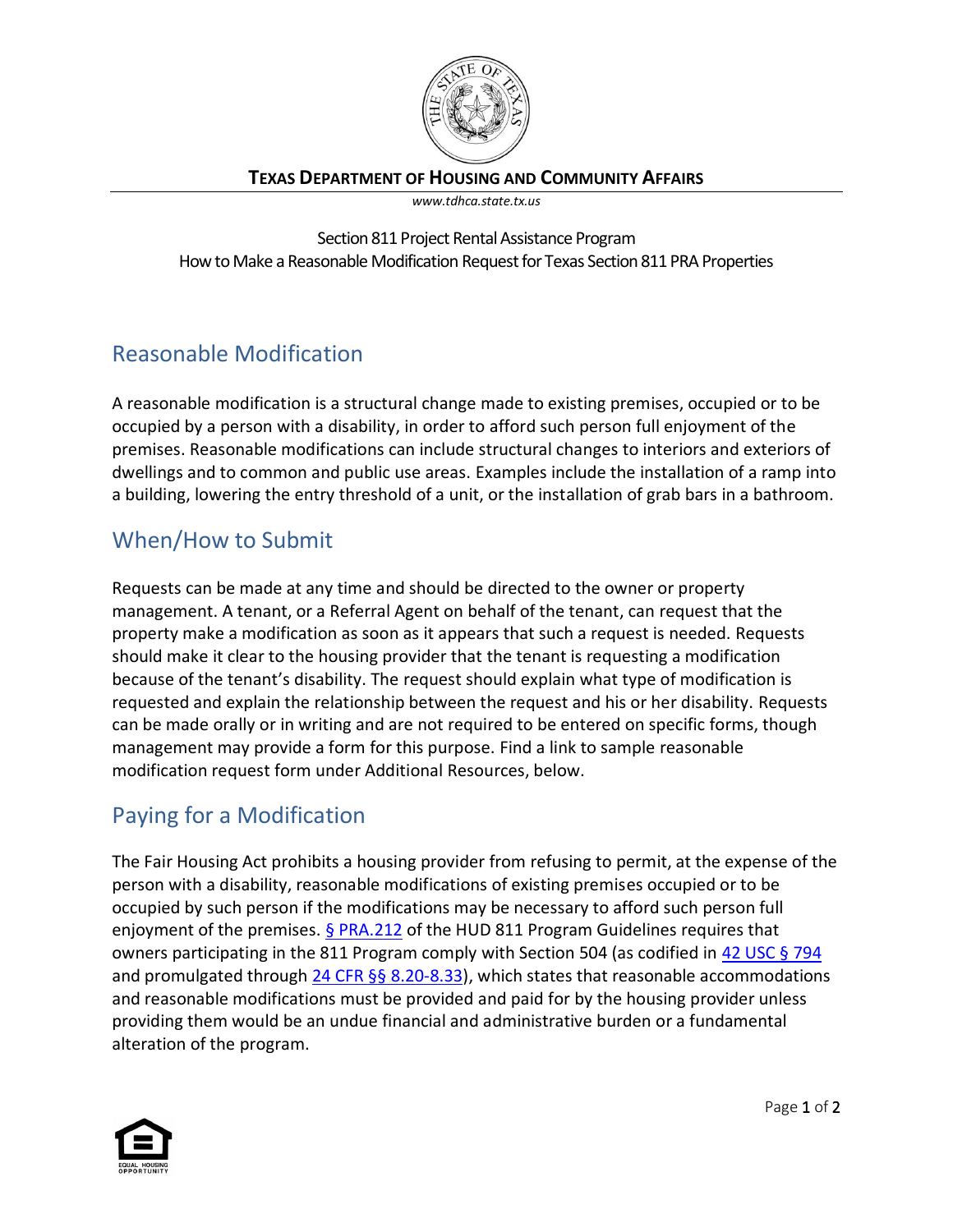**TEXAS DEPARTMENT OF HOUSING AND COMMUNITY AFFAIRS**

*www.tdhca.state.tx.us*

Section 811 Project Rental Assistance Program
How to Make a Reasonable Modification Request for Texas Section 811 PRA Properties

## Reasonable Modification

A reasonable modification is a structural change made to existing premises, occupied or to be occupied by a person with a disability, in order to afford such person full enjoyment of the premises. Reasonable modifications can include structural changes to interiors and exteriors of dwellings and to common and public use areas. Examples include the installation of a ramp into a building, lowering the entry threshold of a unit, or the installation of grab bars in a bathroom.

## When/How to Submit

Requests can be made at any time and should be directed to the owner or property management. A tenant, or a Referral Agent on behalf of the tenant, can request that the property make a modification as soon as it appears that such a request is needed. Requests should make it clear to the housing provider that the tenant is requesting a modification because of the tenant's disability. The request should explain what type of modification is requested and explain the relationship between the request and his or her disability. Requests can be made orally or in writing and are not required to be entered on specific forms, though management may provide a form for this purpose. Find a link to sample reasonable modification request form under Additional Resources, below.

## Paying for a Modification

The Fair Housing Act prohibits a housing provider from refusing to permit, at the expense of the person with a disability, reasonable modifications of existing premises occupied or to be occupied by such person if the modifications may be necessary to afford such person full enjoyment of the premises. § PRA.212 of the HUD 811 Program Guidelines requires that owners participating in the 811 Program comply with Section 504 (as codified in 42 USC § 794 and promulgated through 24 CFR §§ 8.20-8.33), which states that reasonable accommodations and reasonable modifications must be provided and paid for by the housing provider unless providing them would be an undue financial and administrative burden or a fundamental alteration of the program.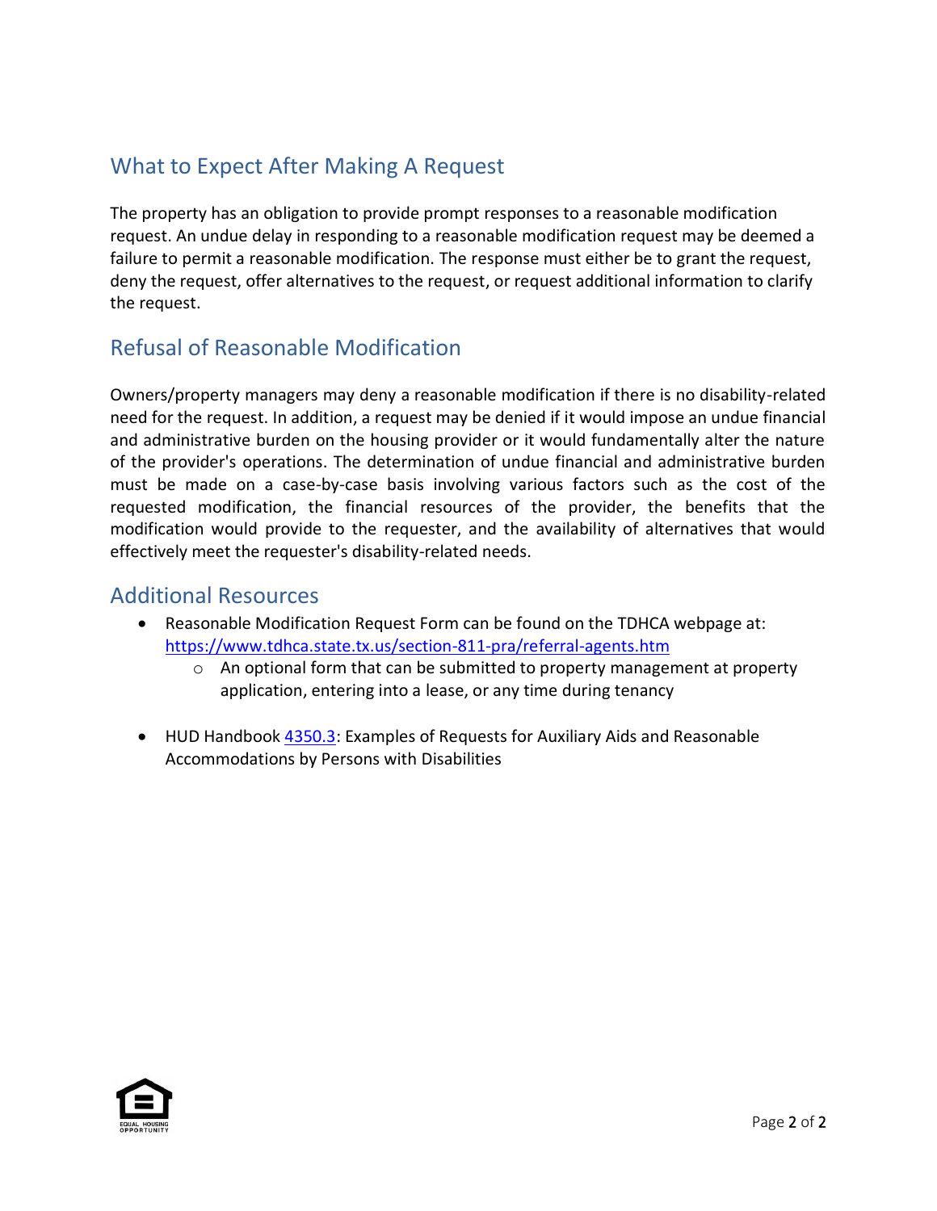## What to Expect After Making A Request

The property has an obligation to provide prompt responses to a reasonable modification request. An undue delay in responding to a reasonable modification request may be deemed a failure to permit a reasonable modification. The response must either be to grant the request, deny the request, offer alternatives to the request, or request additional information to clarify the request.

## Refusal of Reasonable Modification

Owners/property managers may deny a reasonable modification if there is no disability-related need for the request. In addition, a request may be denied if it would impose an undue financial and administrative burden on the housing provider or it would fundamentally alter the nature of the provider's operations. The determination of undue financial and administrative burden must be made on a case-by-case basis involving various factors such as the cost of the requested modification, the financial resources of the provider, the benefits that the modification would provide to the requester, and the availability of alternatives that would effectively meet the requester's disability-related needs.

## Additional Resources

- Reasonable Modification Request Form can be found on the TDHCA webpage at: [https://www.tdhca.state.tx.us/section-811-pra/referral-agents.htm](https://www.tdhca.state.tx.us/section-811-pra/referral-agents.htm)
  - An optional form that can be submitted to property management at property application, entering into a lease, or any time during tenancy

- HUD Handbook [4350.3](4350.3): Examples of Requests for Auxiliary Aids and Reasonable Accommodations by Persons with Disabilities

EQUAL HOUSING OPPORTUNITY